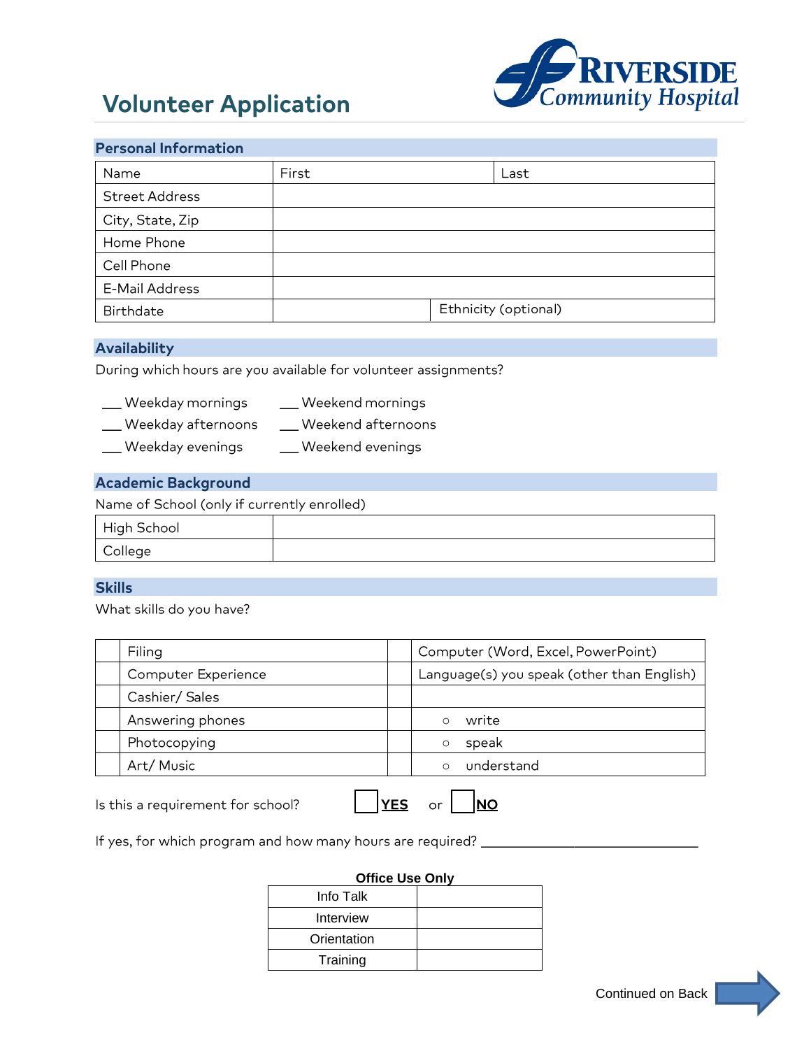# Volunteer Application

**RIVERSIDE Community Hospital**

## Personal Information

| Name | First | Last |
|---|---|---|
| Street Address | | |
| City, State, Zip | | |
| Home Phone | | |
| Cell Phone | | |
| E-Mail Address | | |
| Birthdate | | Ethnicity (optional) |

## Availability

During which hours are you available for volunteer assignments?

___ Weekday mornings ___ Weekend mornings
___ Weekday afternoons ___ Weekend afternoons
___ Weekday evenings ___ Weekend evenings

## Academic Background

Name of School (only if currently enrolled)

| High School | |
|---|---|
| College | |

## Skills

What skills do you have?

| | Filing | | Computer (Word, Excel, PowerPoint) |
|---|---|---|---|
| | Computer Experience | | Language(s) you speak (other than English) |
| | Cashier/ Sales | | |
| | Answering phones | | ○ write |
| | Photocopying | | ○ speak |
| | Art/ Music | | ○ understand |

Is this a requirement for school? ☐ **YES** or ☐ **NO**

If yes, for which program and how many hours are required? ______________________________

**Office Use Only**

| Info Talk | |
|---|---|
| Interview | |
| Orientation | |
| Training | |

Continued on Back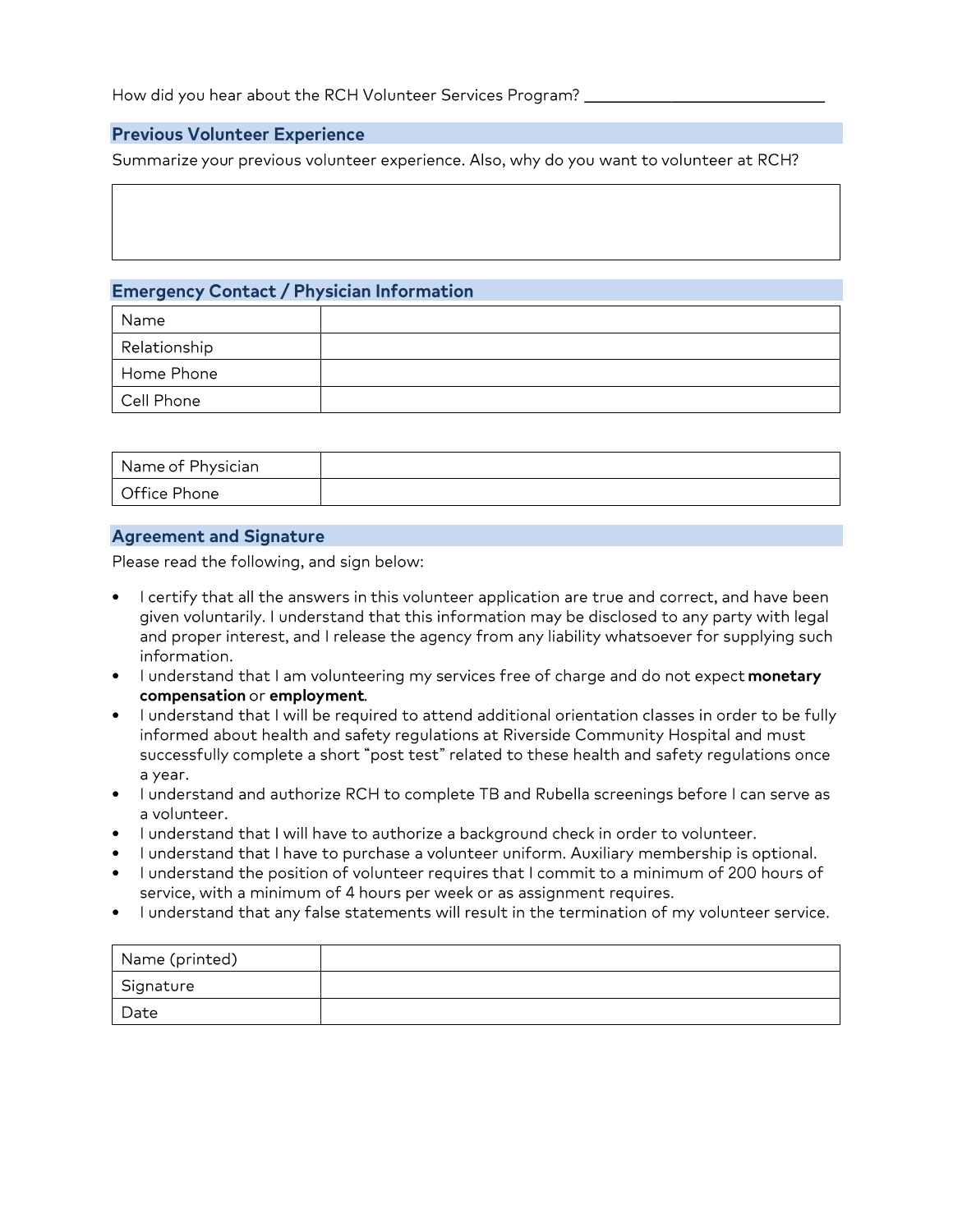How did you hear about the RCH Volunteer Services Program? ______________________________

## Previous Volunteer Experience

Summarize your previous volunteer experience. Also, why do you want to volunteer at RCH?

| |
|---|
| |

## Emergency Contact / Physician Information

| | |
|---|---|
| Name | |
| Relationship | |
| Home Phone | |
| Cell Phone | |

| | |
|---|---|
| Name of Physician | |
| Office Phone | |

## Agreement and Signature

Please read the following, and sign below:

- I certify that all the answers in this volunteer application are true and correct, and have been given voluntarily. I understand that this information may be disclosed to any party with legal and proper interest, and I release the agency from any liability whatsoever for supplying such information.
- I understand that I am volunteering my services free of charge and do not expect **monetary compensation** or **employment**.
- I understand that I will be required to attend additional orientation classes in order to be fully informed about health and safety regulations at Riverside Community Hospital and must successfully complete a short "post test" related to these health and safety regulations once a year.
- I understand and authorize RCH to complete TB and Rubella screenings before I can serve as a volunteer.
- I understand that I will have to authorize a background check in order to volunteer.
- I understand that I have to purchase a volunteer uniform. Auxiliary membership is optional.
- I understand the position of volunteer requires that I commit to a minimum of 200 hours of service, with a minimum of 4 hours per week or as assignment requires.
- I understand that any false statements will result in the termination of my volunteer service.

| | |
|---|---|
| Name (printed) | |
| Signature | |
| Date | |